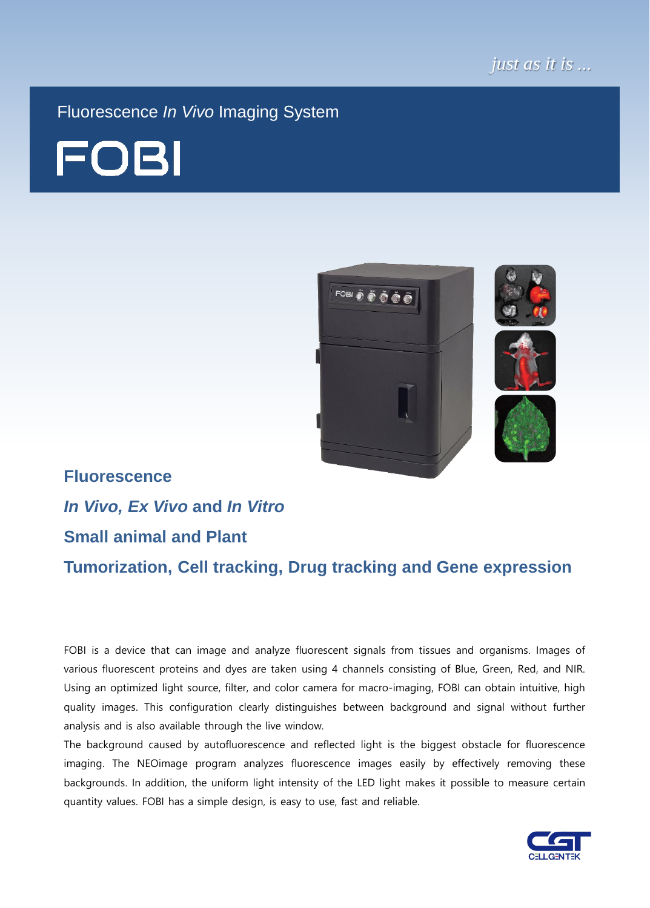*just as it is ...*

Fluorescence *In Vivo* Imaging System

# FOBI

## Fluorescence

## *In Vivo, Ex Vivo* and *In Vitro*

## Small animal and Plant

## Tumorization, Cell tracking, Drug tracking and Gene expression

FOBI is a device that can image and analyze fluorescent signals from tissues and organisms. Images of various fluorescent proteins and dyes are taken using 4 channels consisting of Blue, Green, Red, and NIR. Using an optimized light source, filter, and color camera for macro-imaging, FOBI can obtain intuitive, high quality images. This configuration clearly distinguishes between background and signal without further analysis and is also available through the live window.

The background caused by autofluorescence and reflected light is the biggest obstacle for fluorescence imaging. The NEOimage program analyzes fluorescence images easily by effectively removing these backgrounds. In addition, the uniform light intensity of the LED light makes it possible to measure certain quantity values. FOBI has a simple design, is easy to use, fast and reliable.

CELLGENTEK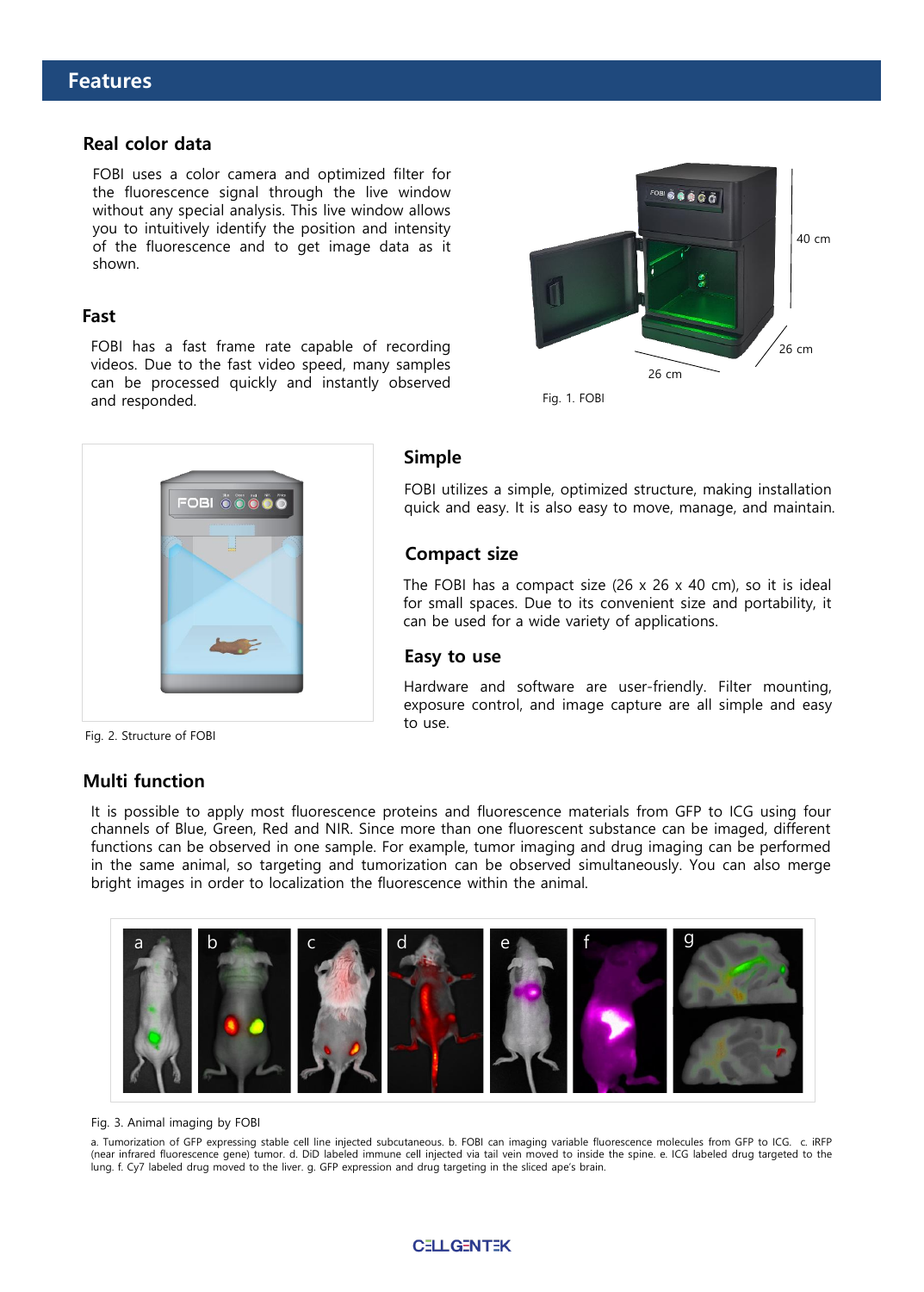## Features

### Real color data

FOBI uses a color camera and optimized filter for the fluorescence signal through the live window without any special analysis. This live window allows you to intuitively identify the position and intensity of the fluorescence and to get image data as it shown.

### Fast

FOBI has a fast frame rate capable of recording videos. Due to the fast video speed, many samples can be processed quickly and instantly observed and responded.

40 cm

26 cm

26 cm

Fig. 1. FOBI

Fig. 2. Structure of FOBI

### Simple

FOBI utilizes a simple, optimized structure, making installation quick and easy. It is also easy to move, manage, and maintain.

### Compact size

The FOBI has a compact size (26 x 26 x 40 cm), so it is ideal for small spaces. Due to its convenient size and portability, it can be used for a wide variety of applications.

### Easy to use

Hardware and software are user-friendly. Filter mounting, exposure control, and image capture are all simple and easy to use.

### Multi function

It is possible to apply most fluorescence proteins and fluorescence materials from GFP to ICG using four channels of Blue, Green, Red and NIR. Since more than one fluorescent substance can be imaged, different functions can be observed in one sample. For example, tumor imaging and drug imaging can be performed in the same animal, so targeting and tumorization can be observed simultaneously. You can also merge bright images in order to localization the fluorescence within the animal.

Fig. 3. Animal imaging by FOBI

a. Tumorization of GFP expressing stable cell line injected subcutaneous. b. FOBI can imaging variable fluorescence molecules from GFP to ICG. c. iRFP (near infrared fluorescence gene) tumor. d. DiD labeled immune cell injected via tail vein moved to inside the spine. e. ICG labeled drug targeted to the lung. f. Cy7 labeled drug moved to the liver. g. GFP expression and drug targeting in the sliced ape's brain.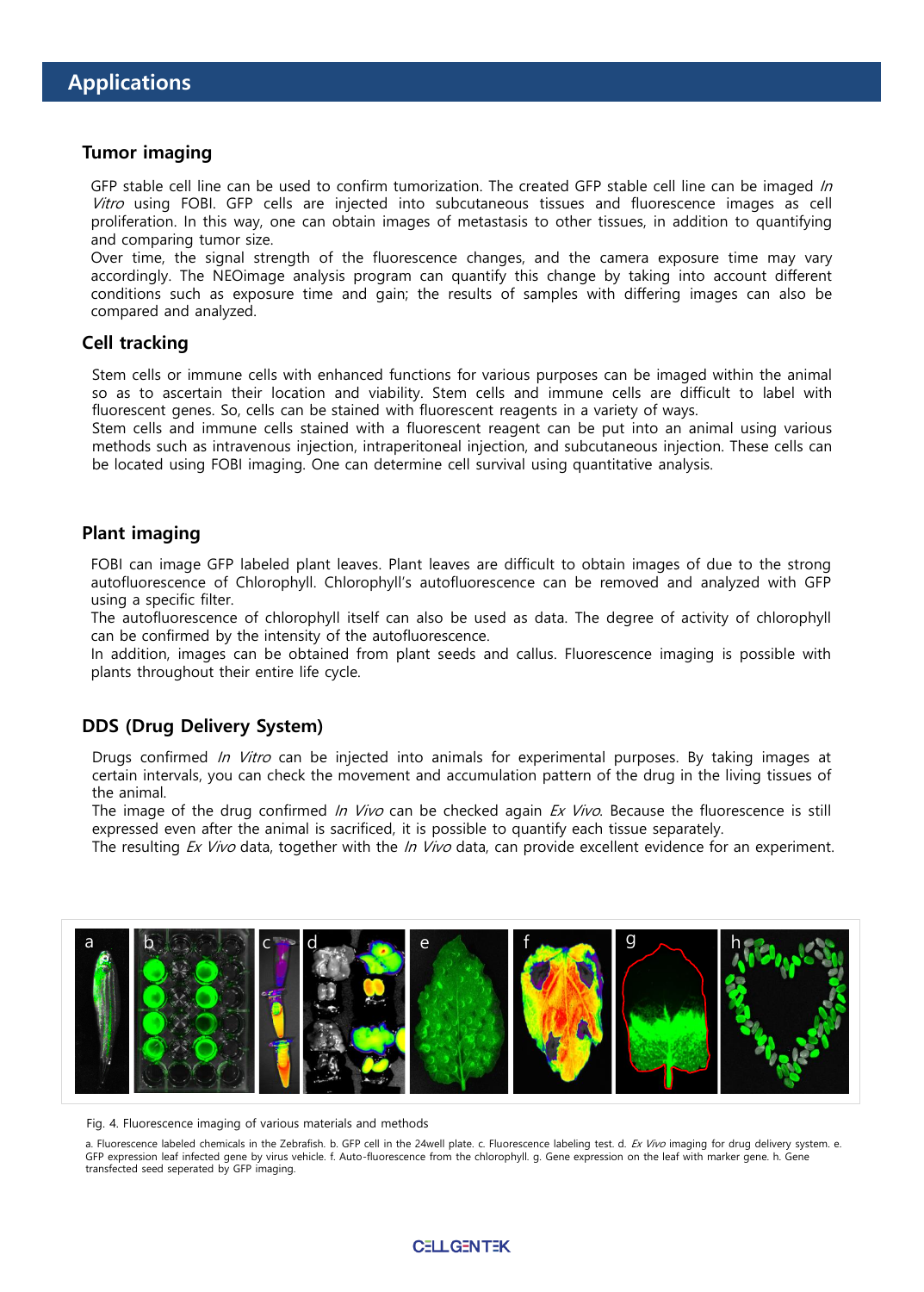# Applications

## Tumor imaging

GFP stable cell line can be used to confirm tumorization. The created GFP stable cell line can be imaged *In Vitro* using FOBI. GFP cells are injected into subcutaneous tissues and fluorescence images as cell proliferation. In this way, one can obtain images of metastasis to other tissues, in addition to quantifying and comparing tumor size.
Over time, the signal strength of the fluorescence changes, and the camera exposure time may vary accordingly. The NEOimage analysis program can quantify this change by taking into account different conditions such as exposure time and gain; the results of samples with differing images can also be compared and analyzed.

## Cell tracking

Stem cells or immune cells with enhanced functions for various purposes can be imaged within the animal so as to ascertain their location and viability. Stem cells and immune cells are difficult to label with fluorescent genes. So, cells can be stained with fluorescent reagents in a variety of ways.
Stem cells and immune cells stained with a fluorescent reagent can be put into an animal using various methods such as intravenous injection, intraperitoneal injection, and subcutaneous injection. These cells can be located using FOBI imaging. One can determine cell survival using quantitative analysis.

## Plant imaging

FOBI can image GFP labeled plant leaves. Plant leaves are difficult to obtain images of due to the strong autofluorescence of Chlorophyll. Chlorophyll's autofluorescence can be removed and analyzed with GFP using a specific filter.
The autofluorescence of chlorophyll itself can also be used as data. The degree of activity of chlorophyll can be confirmed by the intensity of the autofluorescence.
In addition, images can be obtained from plant seeds and callus. Fluorescence imaging is possible with plants throughout their entire life cycle.

## DDS (Drug Delivery System)

Drugs confirmed *In Vitro* can be injected into animals for experimental purposes. By taking images at certain intervals, you can check the movement and accumulation pattern of the drug in the living tissues of the animal.
The image of the drug confirmed *In Vivo* can be checked again *Ex Vivo*. Because the fluorescence is still expressed even after the animal is sacrificed, it is possible to quantify each tissue separately.
The resulting *Ex Vivo* data, together with the *In Vivo* data, can provide excellent evidence for an experiment.

Fig. 4. Fluorescence imaging of various materials and methods

a. Fluorescence labeled chemicals in the Zebrafish. b. GFP cell in the 24well plate. c. Fluorescence labeling test. d. *Ex Vivo* imaging for drug delivery system. e. GFP expression leaf infected gene by virus vehicle. f. Auto-fluorescence from the chlorophyll. g. Gene expression on the leaf with marker gene. h. Gene transfected seed seperated by GFP imaging.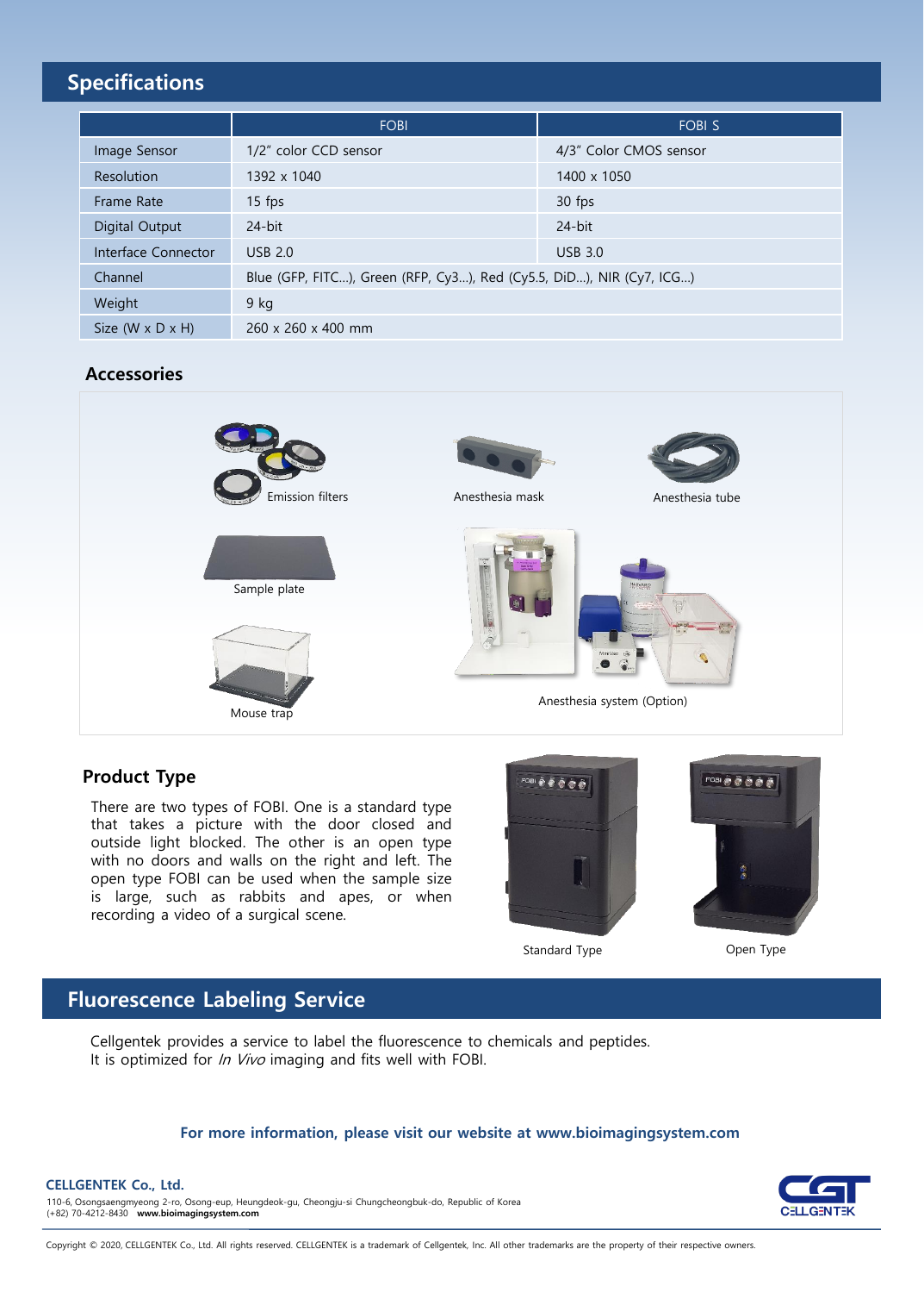## Specifications

| | FOBI | FOBI S |
|---|---|---|
| Image Sensor | 1/2" color CCD sensor | 4/3" Color CMOS sensor |
| Resolution | 1392 x 1040 | 1400 x 1050 |
| Frame Rate | 15 fps | 30 fps |
| Digital Output | 24-bit | 24-bit |
| Interface Connector | USB 2.0 | USB 3.0 |
| Channel | Blue (GFP, FITC...), Green (RFP, Cy3...), Red (Cy5.5, DiD...), NIR (Cy7, ICG...) | |
| Weight | 9 kg | |
| Size (W x D x H) | 260 x 260 x 400 mm | |

### Accessories

Emission filters

Anesthesia mask

Anesthesia tube

Sample plate

Mouse trap

Anesthesia system (Option)

### Product Type

There are two types of FOBI. One is a standard type that takes a picture with the door closed and outside light blocked. The other is an open type with no doors and walls on the right and left. The open type FOBI can be used when the sample size is large, such as rabbits and apes, or when recording a video of a surgical scene.

Standard Type

Open Type

## Fluorescence Labeling Service

Cellgentek provides a service to label the fluorescence to chemicals and peptides.
It is optimized for *In Vivo* imaging and fits well with FOBI.

**For more information, please visit our website at www.bioimagingsystem.com**

**CELLGENTEK Co., Ltd.**
110-6, Osongsaengmyeong 2-ro, Osong-eup, Heungdeok-gu, Cheongju-si Chungcheongbuk-do, Republic of Korea
(+82) 70-4212-8430 **www.bioimagingsystem.com**

Copyright © 2020, CELLGENTEK Co., Ltd. All rights reserved. CELLGENTEK is a trademark of Cellgentek, Inc. All other trademarks are the property of their respective owners.